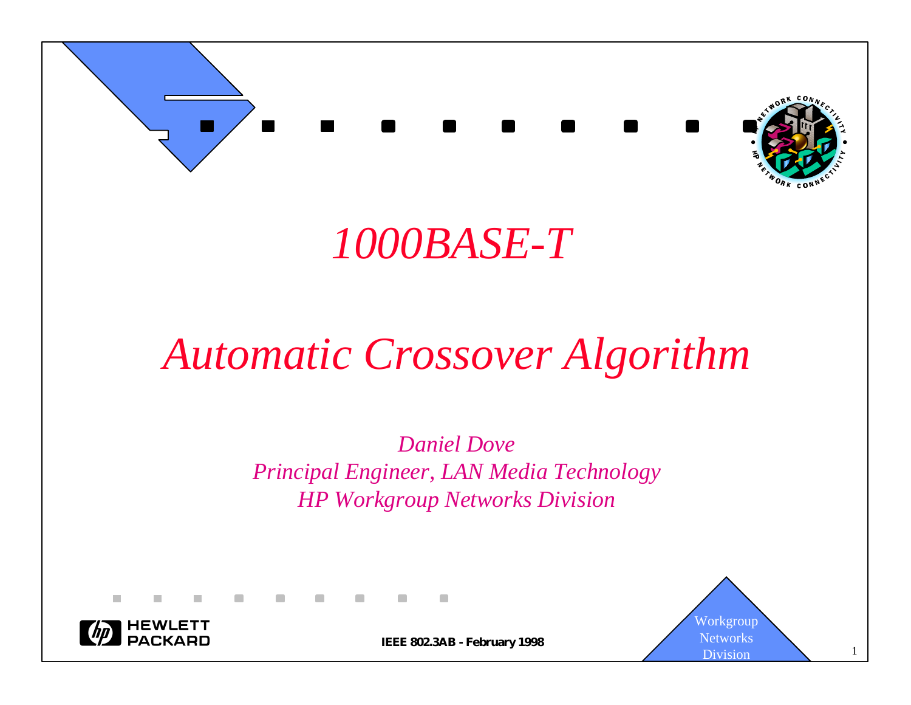# 1000BASE-T

# Automatic Crossover Algorithm

*Daniel Dove*
*Principal Engineer, LAN Media Technology*
*HP Workgroup Networks Division*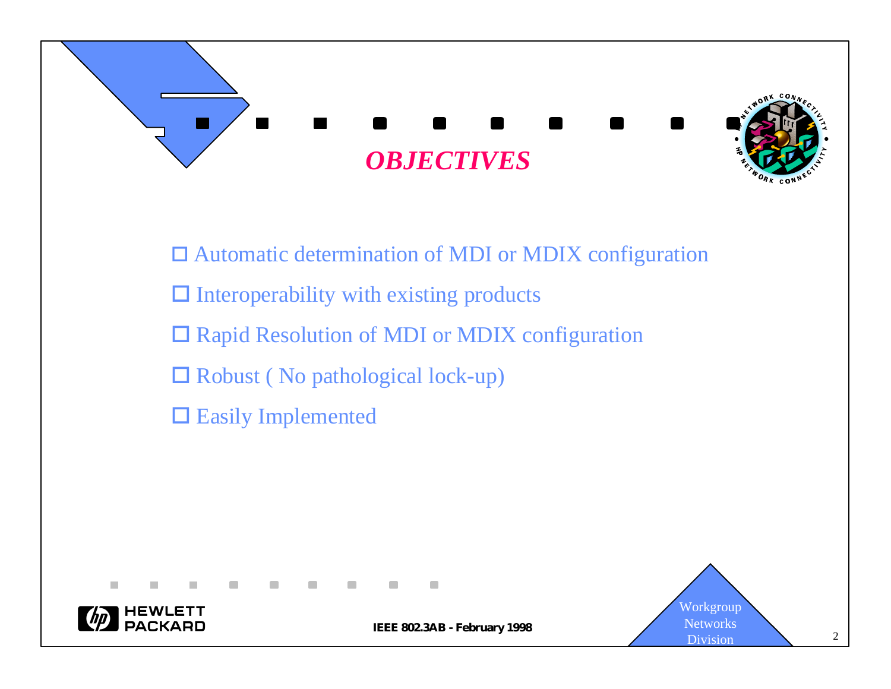# *OBJECTIVES*

- ☐ Automatic determination of MDI or MDIX configuration
- ☐ Interoperability with existing products
- ☐ Rapid Resolution of MDI or MDIX configuration
- ☐ Robust ( No pathological lock-up)
- ☐ Easily Implemented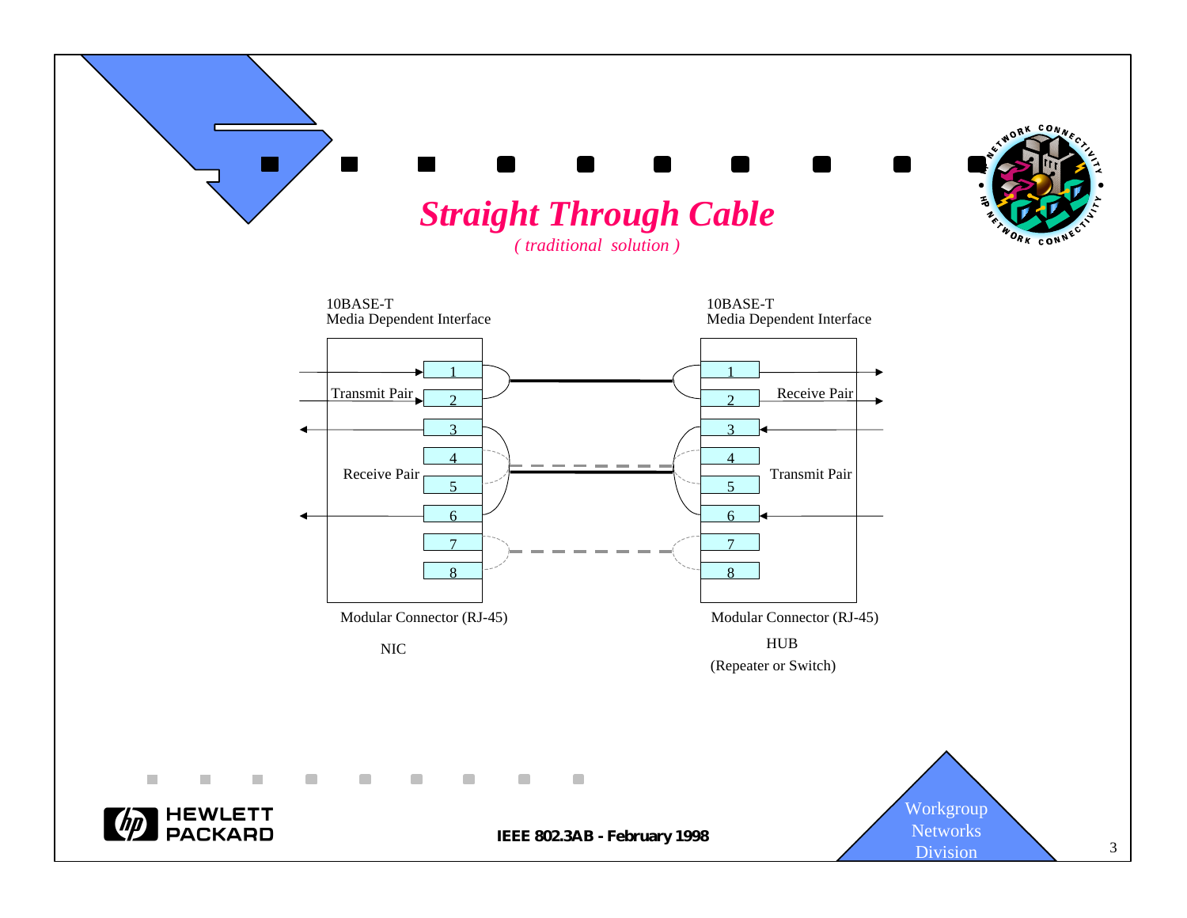# *Straight Through Cable*

*( traditional solution )*

10BASE-T
Media Dependent Interface

10BASE-T
Media Dependent Interface

Transmit Pair

Receive Pair

Receive Pair

Transmit Pair

1
2
3
4
5
6
7
8

1
2
3
4
5
6
7
8

Modular Connector (RJ-45)

NIC

Modular Connector (RJ-45)

HUB
(Repeater or Switch)

**IEEE 802.3AB - February 1998**

Workgroup Networks Division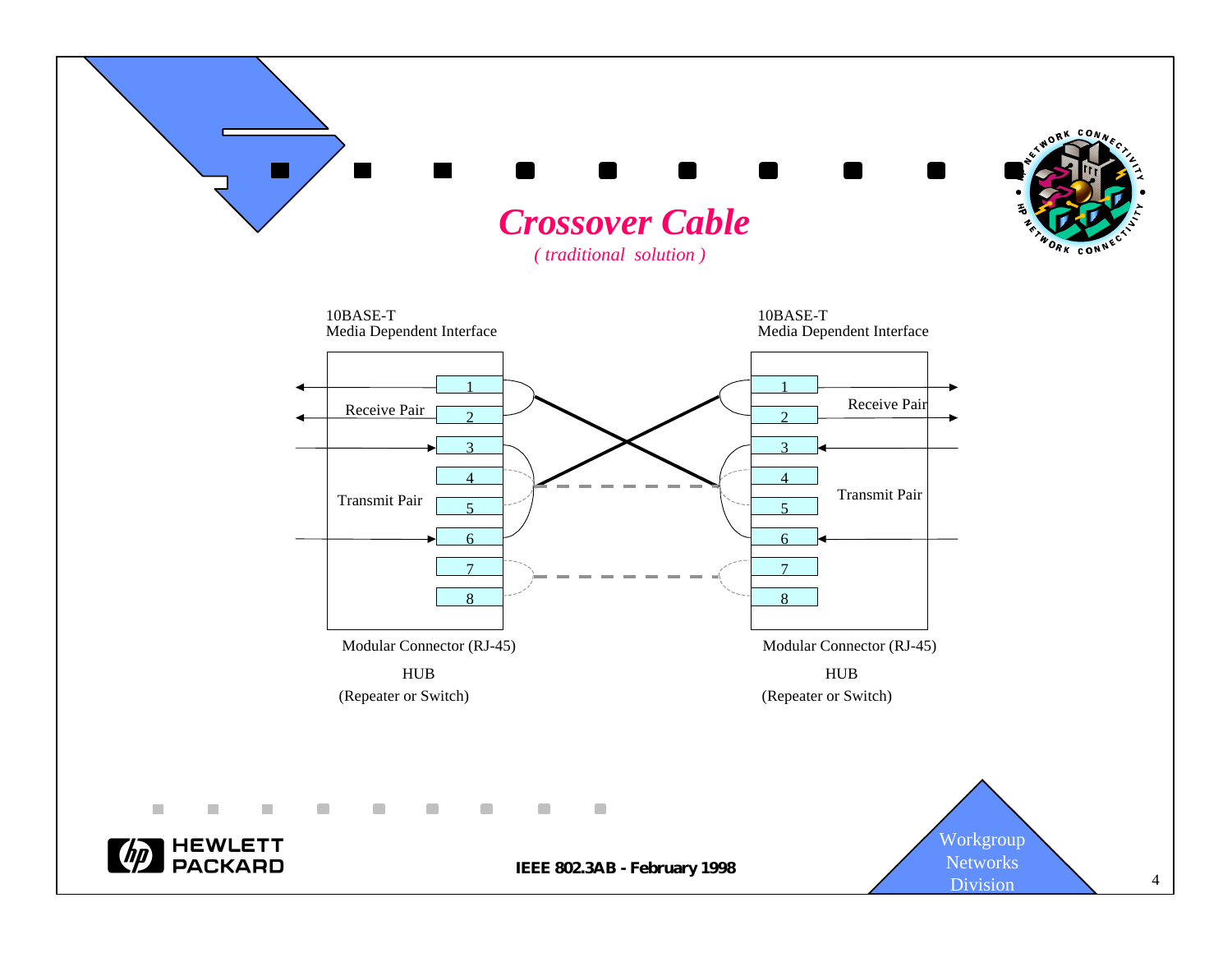# Crossover Cable

*( traditional solution )*

10BASE-T
Media Dependent Interface

1
Receive Pair
2
3
4
Transmit Pair
5
6
7
8

Modular Connector (RJ-45)

HUB
(Repeater or Switch)

10BASE-T
Media Dependent Interface

1
Receive Pair
2
3
4
Transmit Pair
5
6
7
8

Modular Connector (RJ-45)

HUB
(Repeater or Switch)

**IEEE 802.3AB - February 1998**

Workgroup Networks Division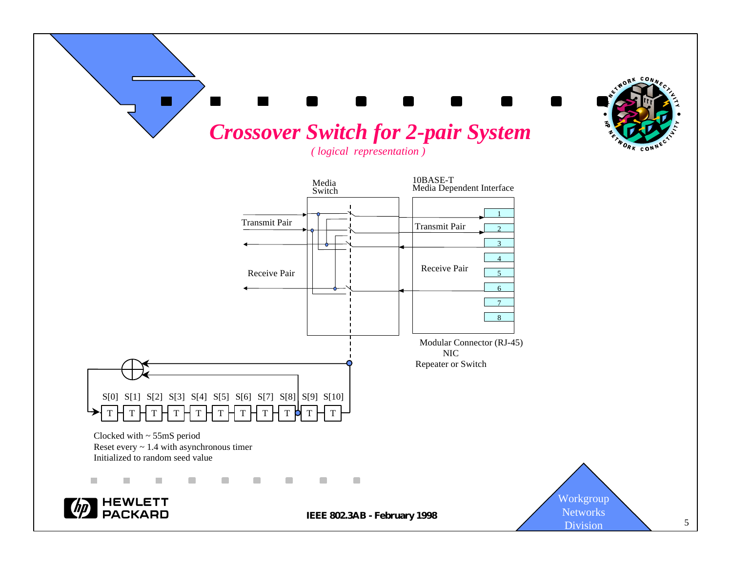# *Crossover Switch for 2-pair System*

*( logical representation )*

Media Switch

10BASE-T Media Dependent Interface

Transmit Pair

Receive Pair

Transmit Pair

Receive Pair

1
2
3
4
5
6
7
8

Modular Connector (RJ-45)
NIC
Repeater or Switch

S[0] S[1] S[2] S[3] S[4] S[5] S[6] S[7] S[8] S[9] S[10]

T T T T T T T T T T T

Clocked with ~ 55mS period
Reset every ~ 1.4 with asynchronous timer
Initialized to random seed value

IEEE 802.3AB - February 1998

Workgroup Networks Division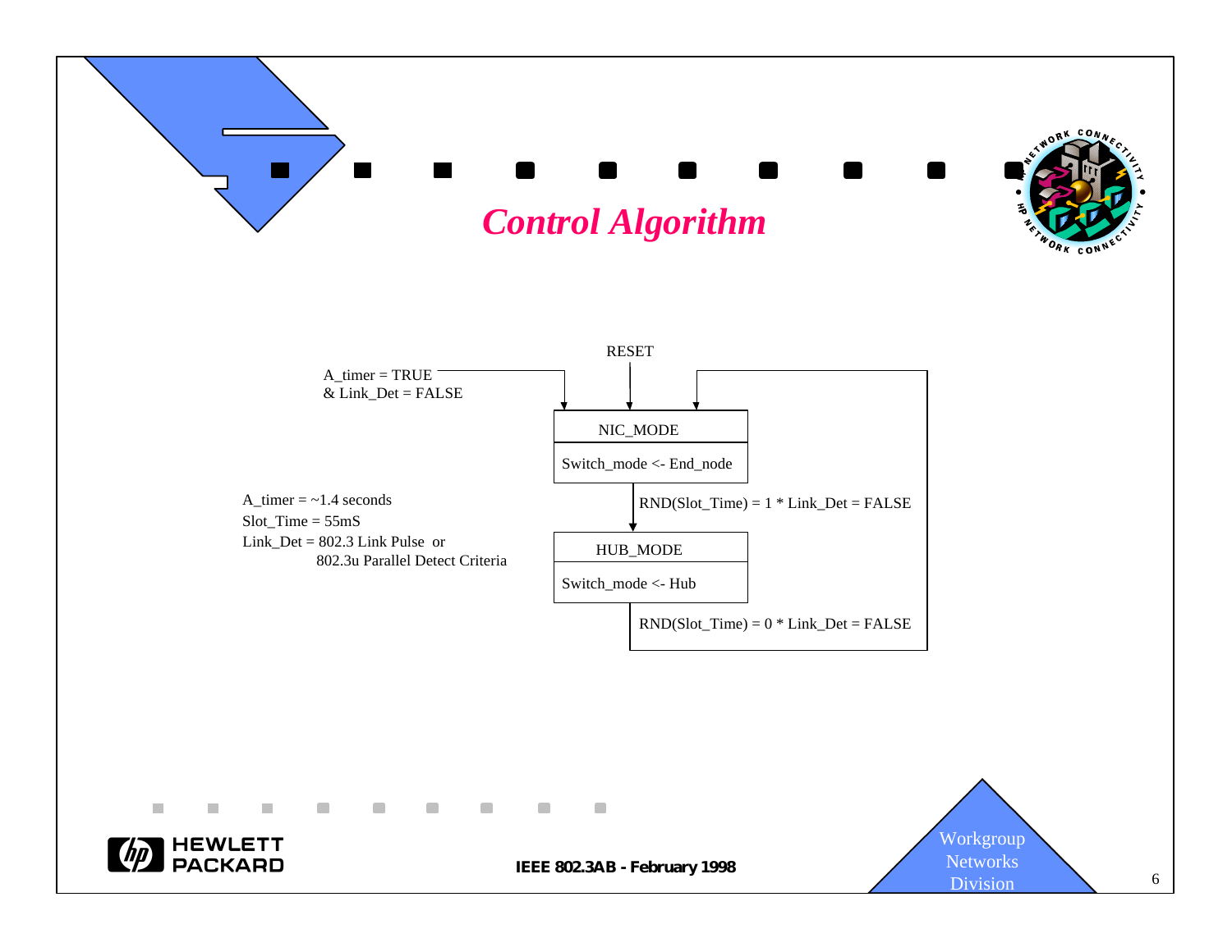# Control Algorithm

RESET

A_timer = TRUE
& Link_Det = FALSE

NIC_MODE

Switch_mode <- End_node

RND(Slot_Time) = 1 * Link_Det = FALSE

HUB_MODE

Switch_mode <- Hub

RND(Slot_Time) = 0 * Link_Det = FALSE

A_timer = ~1.4 seconds
Slot_Time = 55mS
Link_Det = 802.3 Link Pulse or
802.3u Parallel Detect Criteria

IEEE 802.3AB - February 1998

Workgroup Networks Division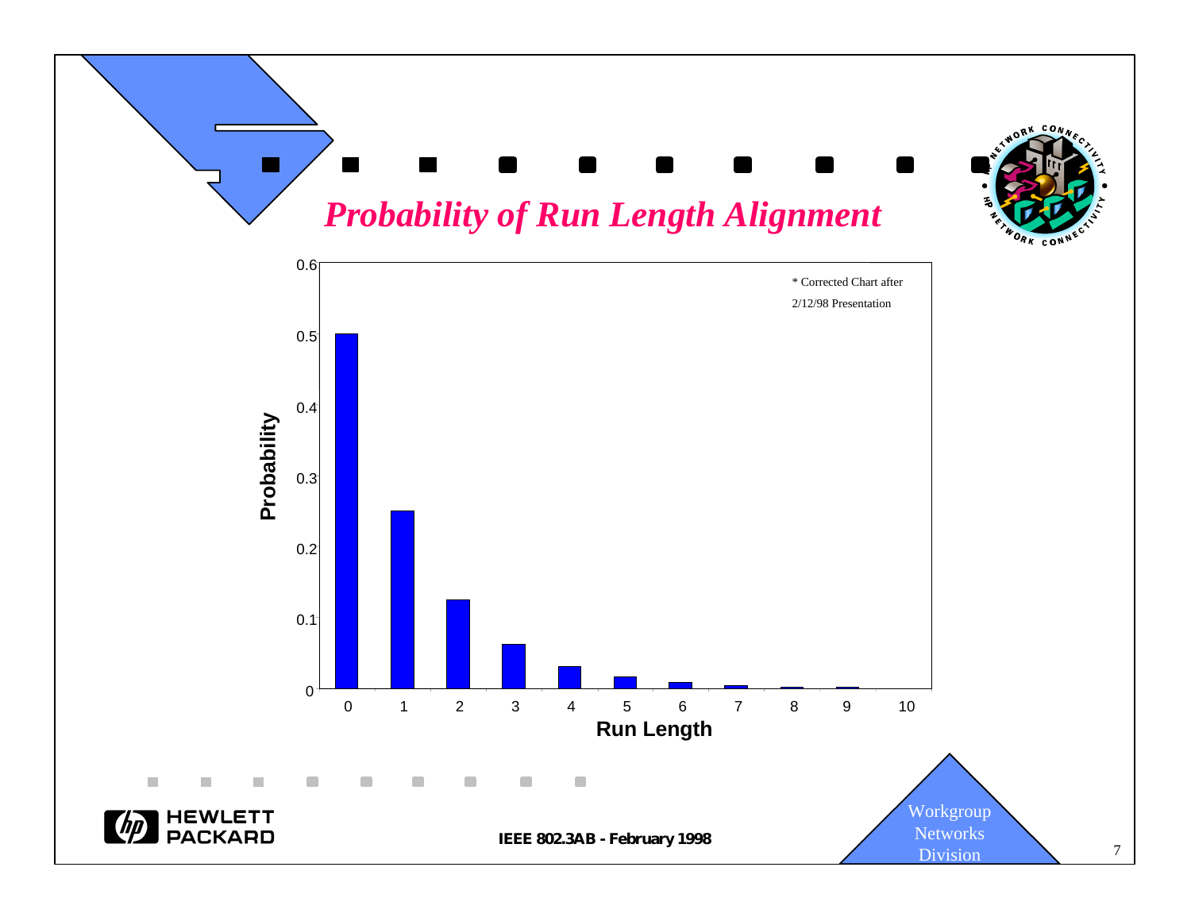# *Probability of Run Length Alignment*

\* Corrected Chart after 2/12/98 Presentation

| Run Length | Probability |
|---|---|
| 0 | 0.5 |
| 1 | 0.25 |
| 2 | 0.125 |
| 3 | 0.0625 |
| 4 | 0.03125 |
| 5 | 0.015625 |
| 6 | 0.0078125 |
| 7 | 0.00390625 |
| 8 | 0.001953125 |
| 9 | 0.0009765625 |
| 10 | |

IEEE 802.3AB - February 1998

Workgroup Networks Division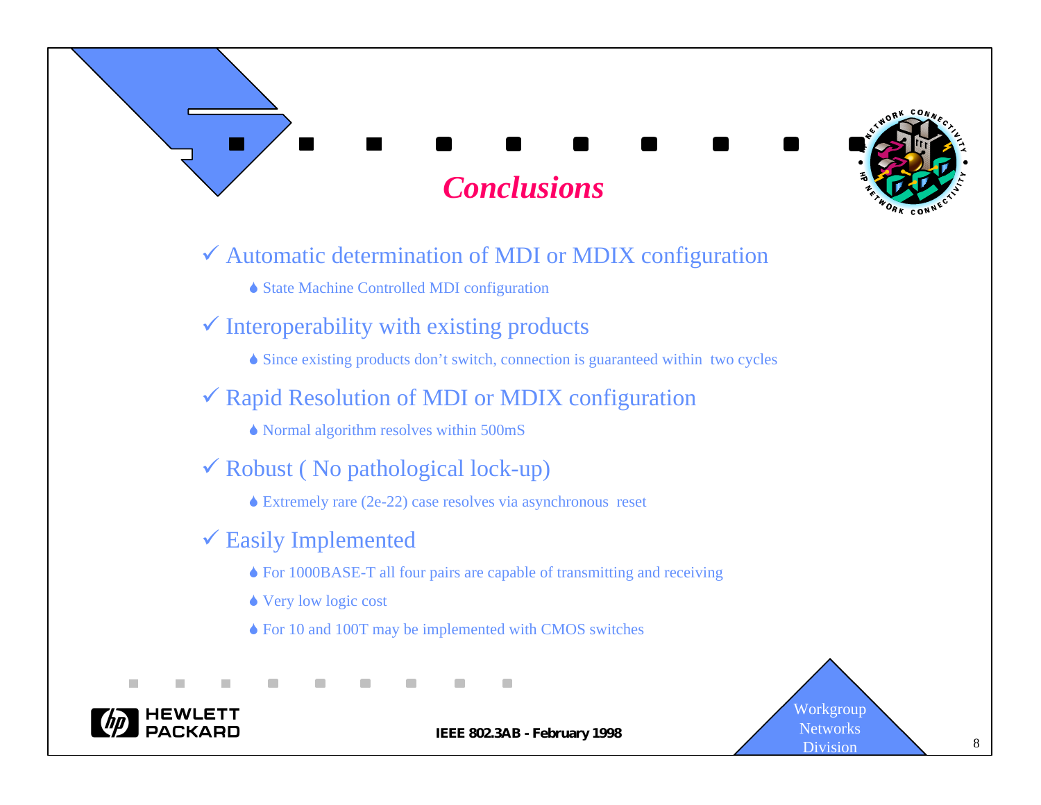# *Conclusions*

- ✓ Automatic determination of MDI or MDIX configuration
  - State Machine Controlled MDI configuration
- ✓ Interoperability with existing products
  - Since existing products don’t switch, connection is guaranteed within two cycles
- ✓ Rapid Resolution of MDI or MDIX configuration
  - Normal algorithm resolves within 500mS
- ✓ Robust ( No pathological lock-up)
  - Extremely rare (2e-22) case resolves via asynchronous reset
- ✓ Easily Implemented
  - For 1000BASE-T all four pairs are capable of transmitting and receiving
  - Very low logic cost
  - For 10 and 100T may be implemented with CMOS switches